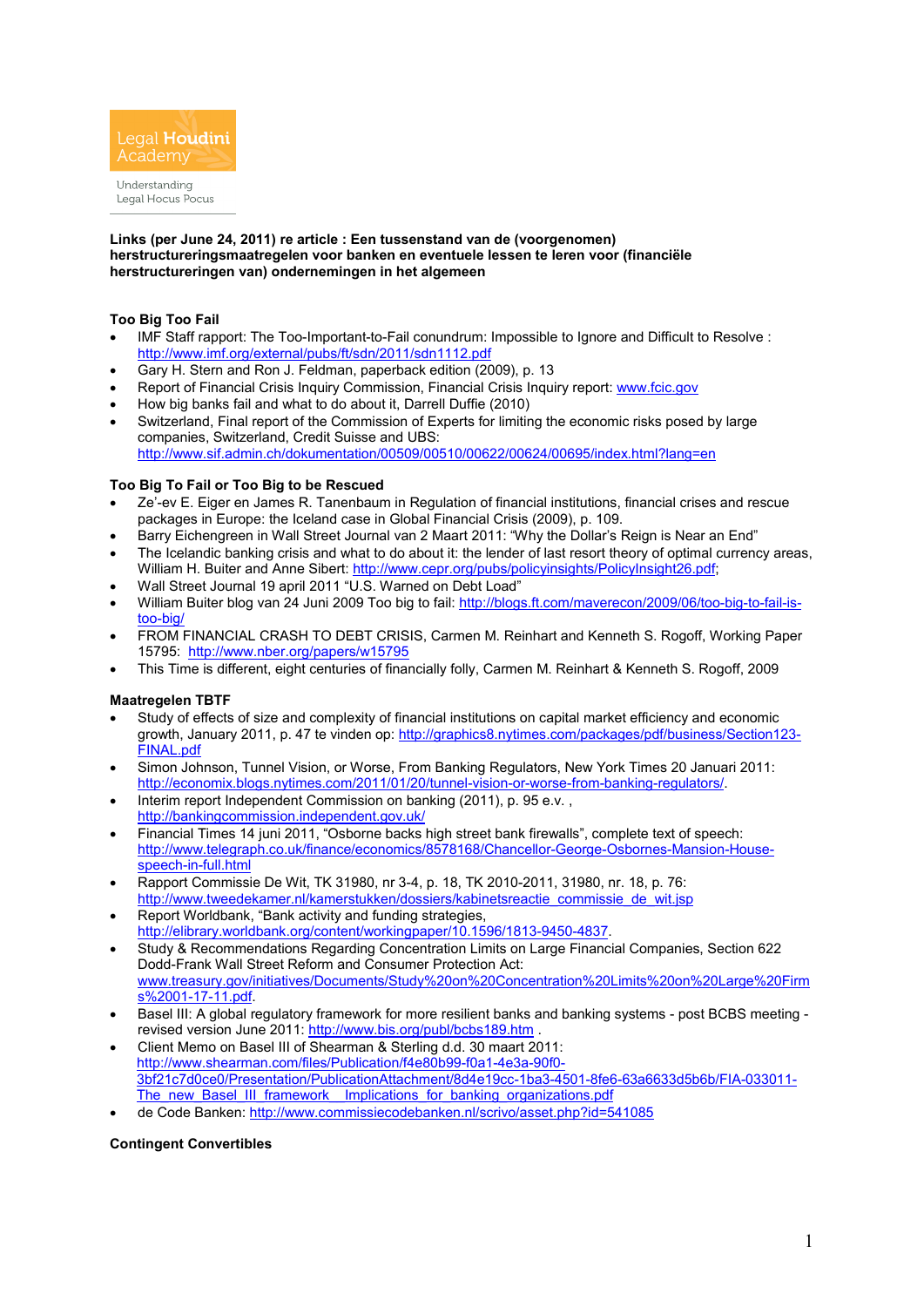Legal Houdini Academy

Understanding Legal Hocus Pocus

**Links (per June 24, 2011) re article : Een tussenstand van de (voorgenomen) herstructureringsmaatregelen voor banken en eventuele lessen te leren voor (financiële herstructureringen van) ondernemingen in het algemeen**

**Too Big Too Fail**

- IMF Staff rapport: The Too-Important-to-Fail conundrum: Impossible to Ignore and Difficult to Resolve : http://www.imf.org/external/pubs/ft/sdn/2011/sdn1112.pdf
- Gary H. Stern and Ron J. Feldman, paperback edition (2009), p. 13
- Report of Financial Crisis Inquiry Commission, Financial Crisis Inquiry report: www.fcic.gov
- How big banks fail and what to do about it, Darrell Duffie (2010)
- Switzerland, Final report of the Commission of Experts for limiting the economic risks posed by large companies, Switzerland, Credit Suisse and UBS: http://www.sif.admin.ch/dokumentation/00509/00510/00622/00624/00695/index.html?lang=en

**Too Big To Fail or Too Big to be Rescued**

- Ze'-ev E. Eiger en James R. Tanenbaum in Regulation of financial institutions, financial crises and rescue packages in Europe: the Iceland case in Global Financial Crisis (2009), p. 109.
- Barry Eichengreen in Wall Street Journal van 2 Maart 2011: "Why the Dollar's Reign is Near an End"
- The Icelandic banking crisis and what to do about it: the lender of last resort theory of optimal currency areas, William H. Buiter and Anne Sibert: http://www.cepr.org/pubs/policyinsights/PolicyInsight26.pdf;
- Wall Street Journal 19 april 2011 "U.S. Warned on Debt Load"
- William Buiter blog van 24 Juni 2009 Too big to fail: http://blogs.ft.com/maverecon/2009/06/too-big-to-fail-is-too-big/
- FROM FINANCIAL CRASH TO DEBT CRISIS, Carmen M. Reinhart and Kenneth S. Rogoff, Working Paper 15795: http://www.nber.org/papers/w15795
- This Time is different, eight centuries of financially folly, Carmen M. Reinhart & Kenneth S. Rogoff, 2009

**Maatregelen TBTF**

- Study of effects of size and complexity of financial institutions on capital market efficiency and economic growth, January 2011, p. 47 te vinden op: http://graphics8.nytimes.com/packages/pdf/business/Section123-FINAL.pdf
- Simon Johnson, Tunnel Vision, or Worse, From Banking Regulators, New York Times 20 Januari 2011: http://economix.blogs.nytimes.com/2011/01/20/tunnel-vision-or-worse-from-banking-regulators/.
- Interim report Independent Commission on banking (2011), p. 95 e.v. , http://bankingcommission.independent.gov.uk/
- Financial Times 14 juni 2011, "Osborne backs high street bank firewalls", complete text of speech: http://www.telegraph.co.uk/finance/economics/8578168/Chancellor-George-Osbornes-Mansion-House-speech-in-full.html
- Rapport Commissie De Wit, TK 31980, nr 3-4, p. 18, TK 2010-2011, 31980, nr. 18, p. 76: http://www.tweedekamer.nl/kamerstukken/dossiers/kabinetsreactie_commissie_de_wit.jsp
- Report Worldbank, "Bank activity and funding strategies, http://elibrary.worldbank.org/content/workingpaper/10.1596/1813-9450-4837.
- Study & Recommendations Regarding Concentration Limits on Large Financial Companies, Section 622 Dodd-Frank Wall Street Reform and Consumer Protection Act: www.treasury.gov/initiatives/Documents/Study%20on%20Concentration%20Limits%20on%20Large%20Firms%2001-17-11.pdf.
- Basel III: A global regulatory framework for more resilient banks and banking systems - post BCBS meeting - revised version June 2011: http://www.bis.org/publ/bcbs189.htm .
- Client Memo on Basel III of Shearman & Sterling d.d. 30 maart 2011: http://www.shearman.com/files/Publication/f4e80b99-f0a1-4e3a-90f0-3bf21c7d0ce0/Presentation/PublicationAttachment/8d4e19cc-1ba3-4501-8fe6-63a6633d5b6b/FIA-033011-The_new_Basel_III_framework__Implications_for_banking_organizations.pdf
- de Code Banken: http://www.commissiecodebanken.nl/scrivo/asset.php?id=541085

**Contingent Convertibles**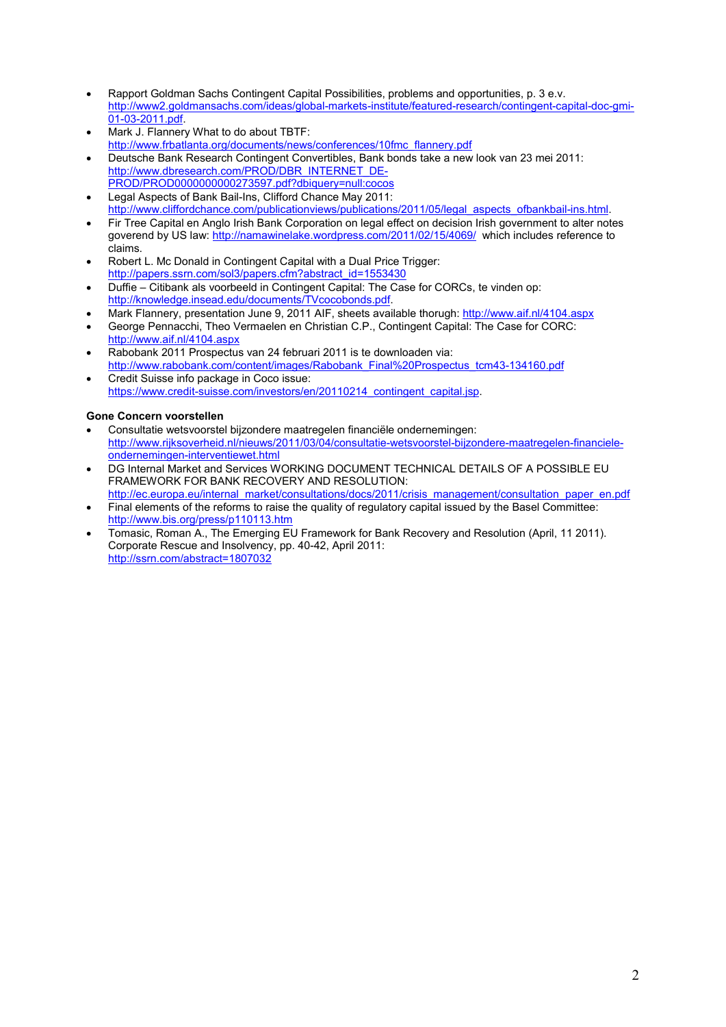- Rapport Goldman Sachs Contingent Capital Possibilities, problems and opportunities, p. 3 e.v. http://www2.goldmansachs.com/ideas/global-markets-institute/featured-research/contingent-capital-doc-gmi-01-03-2011.pdf.
- Mark J. Flannery What to do about TBTF: http://www.frbatlanta.org/documents/news/conferences/10fmc_flannery.pdf
- Deutsche Bank Research Contingent Convertibles, Bank bonds take a new look van 23 mei 2011: http://www.dbresearch.com/PROD/DBR_INTERNET_DE-PROD/PROD0000000000273597.pdf?dbiquery=null:cocos
- Legal Aspects of Bank Bail-Ins, Clifford Chance May 2011: http://www.cliffordchance.com/publicationviews/publications/2011/05/legal_aspects_ofbankbail-ins.html.
- Fir Tree Capital en Anglo Irish Bank Corporation on legal effect on decision Irish government to alter notes goverend by US law: http://namawinelake.wordpress.com/2011/02/15/4069/ which includes reference to claims.
- Robert L. Mc Donald in Contingent Capital with a Dual Price Trigger: http://papers.ssrn.com/sol3/papers.cfm?abstract_id=1553430
- Duffie – Citibank als voorbeeld in Contingent Capital: The Case for CORCs, te vinden op: http://knowledge.insead.edu/documents/TVcocobonds.pdf.
- Mark Flannery, presentation June 9, 2011 AIF, sheets available thorugh: http://www.aif.nl/4104.aspx
- George Pennacchi, Theo Vermaelen en Christian C.P., Contingent Capital: The Case for CORC: http://www.aif.nl/4104.aspx
- Rabobank 2011 Prospectus van 24 februari 2011 is te downloaden via: http://www.rabobank.com/content/images/Rabobank_Final%20Prospectus_tcm43-134160.pdf
- Credit Suisse info package in Coco issue: https://www.credit-suisse.com/investors/en/20110214_contingent_capital.jsp.

**Gone Concern voorstellen**

- Consultatie wetsvoorstel bijzondere maatregelen financiële ondernemingen: http://www.rijksoverheid.nl/nieuws/2011/03/04/consultatie-wetsvoorstel-bijzondere-maatregelen-financiele-ondernemingen-interventiewet.html
- DG Internal Market and Services WORKING DOCUMENT TECHNICAL DETAILS OF A POSSIBLE EU FRAMEWORK FOR BANK RECOVERY AND RESOLUTION: http://ec.europa.eu/internal_market/consultations/docs/2011/crisis_management/consultation_paper_en.pdf
- Final elements of the reforms to raise the quality of regulatory capital issued by the Basel Committee: http://www.bis.org/press/p110113.htm
- Tomasic, Roman A., The Emerging EU Framework for Bank Recovery and Resolution (April, 11 2011). Corporate Rescue and Insolvency, pp. 40-42, April 2011: http://ssrn.com/abstract=1807032